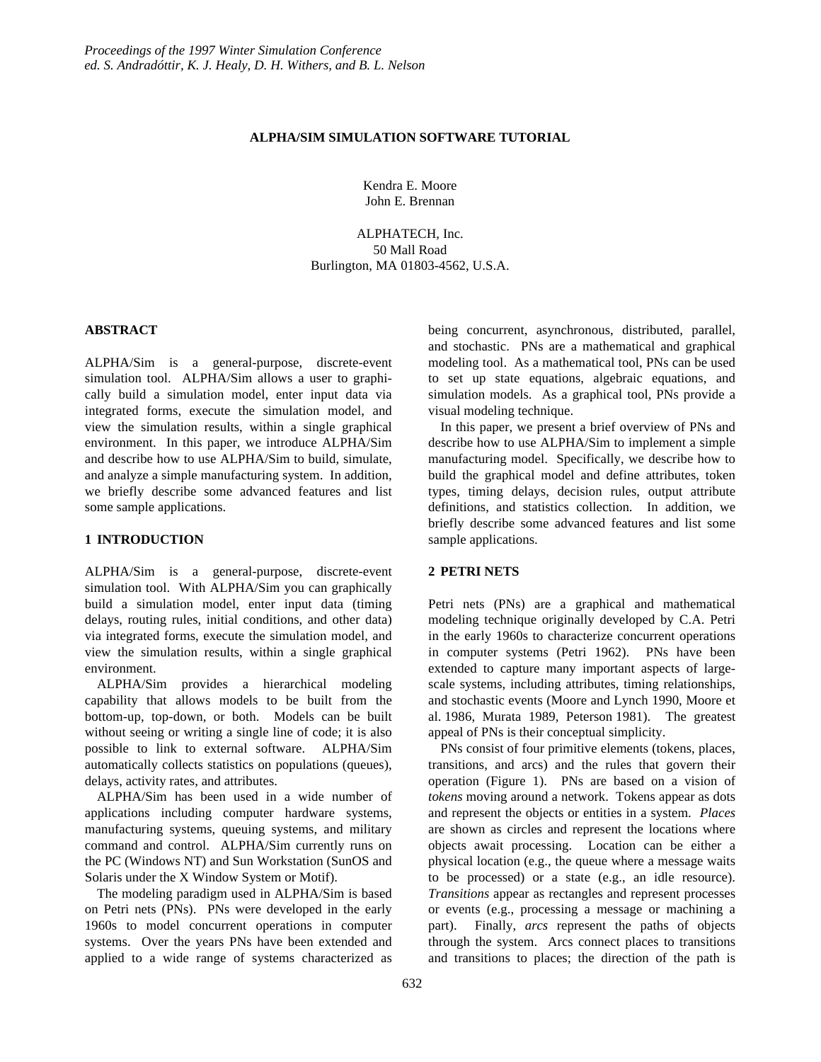Proceedings of the 1997 Winter Simulation Conference
ed. S. Andradóttir, K. J. Healy, D. H. Withers, and B. L. Nelson

# ALPHA/SIM SIMULATION SOFTWARE TUTORIAL

Kendra E. Moore
John E. Brennan

ALPHATECH, Inc.
50 Mall Road
Burlington, MA 01803-4562, U.S.A.

## ABSTRACT

ALPHA/Sim is a general-purpose, discrete-event simulation tool. ALPHA/Sim allows a user to graphically build a simulation model, enter input data via integrated forms, execute the simulation model, and view the simulation results, within a single graphical environment. In this paper, we introduce ALPHA/Sim and describe how to use ALPHA/Sim to build, simulate, and analyze a simple manufacturing system. In addition, we briefly describe some advanced features and list some sample applications.

## 1 INTRODUCTION

ALPHA/Sim is a general-purpose, discrete-event simulation tool. With ALPHA/Sim you can graphically build a simulation model, enter input data (timing delays, routing rules, initial conditions, and other data) via integrated forms, execute the simulation model, and view the simulation results, within a single graphical environment.

ALPHA/Sim provides a hierarchical modeling capability that allows models to be built from the bottom-up, top-down, or both. Models can be built without seeing or writing a single line of code; it is also possible to link to external software. ALPHA/Sim automatically collects statistics on populations (queues), delays, activity rates, and attributes.

ALPHA/Sim has been used in a wide number of applications including computer hardware systems, manufacturing systems, queuing systems, and military command and control. ALPHA/Sim currently runs on the PC (Windows NT) and Sun Workstation (SunOS and Solaris under the X Window System or Motif).

The modeling paradigm used in ALPHA/Sim is based on Petri nets (PNs). PNs were developed in the early 1960s to model concurrent operations in computer systems. Over the years PNs have been extended and applied to a wide range of systems characterized as being concurrent, asynchronous, distributed, parallel, and stochastic. PNs are a mathematical and graphical modeling tool. As a mathematical tool, PNs can be used to set up state equations, algebraic equations, and simulation models. As a graphical tool, PNs provide a visual modeling technique.

In this paper, we present a brief overview of PNs and describe how to use ALPHA/Sim to implement a simple manufacturing model. Specifically, we describe how to build the graphical model and define attributes, token types, timing delays, decision rules, output attribute definitions, and statistics collection. In addition, we briefly describe some advanced features and list some sample applications.

## 2 PETRI NETS

Petri nets (PNs) are a graphical and mathematical modeling technique originally developed by C.A. Petri in the early 1960s to characterize concurrent operations in computer systems (Petri 1962). PNs have been extended to capture many important aspects of large-scale systems, including attributes, timing relationships, and stochastic events (Moore and Lynch 1990, Moore et al. 1986, Murata 1989, Peterson 1981). The greatest appeal of PNs is their conceptual simplicity.

PNs consist of four primitive elements (tokens, places, transitions, and arcs) and the rules that govern their operation (Figure 1). PNs are based on a vision of *tokens* moving around a network. Tokens appear as dots and represent the objects or entities in a system. *Places* are shown as circles and represent the locations where objects await processing. Location can be either a physical location (e.g., the queue where a message waits to be processed) or a state (e.g., an idle resource). *Transitions* appear as rectangles and represent processes or events (e.g., processing a message or machining a part). Finally, *arcs* represent the paths of objects through the system. Arcs connect places to transitions and transitions to places; the direction of the path is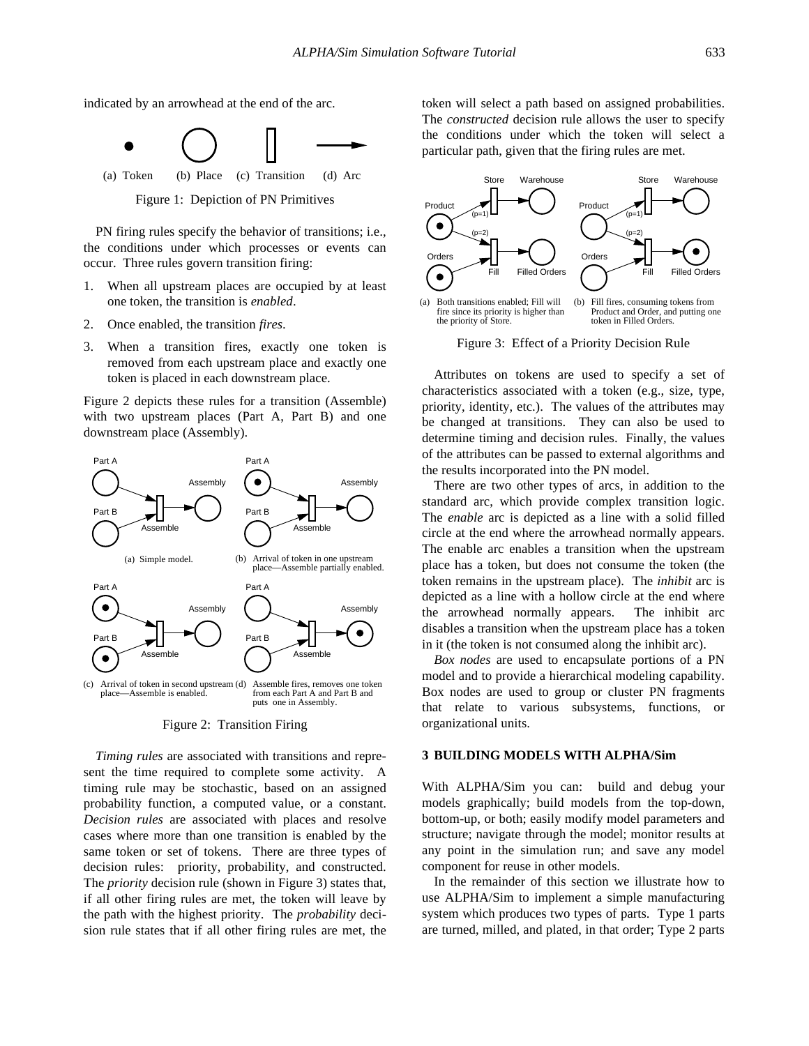indicated by an arrowhead at the end of the arc.

(a) Token (b) Place (c) Transition (d) Arc

Figure 1: Depiction of PN Primitives

PN firing rules specify the behavior of transitions; i.e., the conditions under which processes or events can occur. Three rules govern transition firing:

1. When all upstream places are occupied by at least one token, the transition is *enabled*.
2. Once enabled, the transition *fires*.
3. When a transition fires, exactly one token is removed from each upstream place and exactly one token is placed in each downstream place.

Figure 2 depicts these rules for a transition (Assemble) with two upstream places (Part A, Part B) and one downstream place (Assembly).

Part A
Assembly
Part B
Assemble

(a) Simple model.

(b) Arrival of token in one upstream place—Assemble partially enabled.

(c) Arrival of token in second upstream place—Assemble is enabled.

(d) Assemble fires, removes one token from each Part A and Part B and puts one in Assembly.

Figure 2: Transition Firing

*Timing rules* are associated with transitions and represent the time required to complete some activity. A timing rule may be stochastic, based on an assigned probability function, a computed value, or a constant. *Decision rules* are associated with places and resolve cases where more than one transition is enabled by the same token or set of tokens. There are three types of decision rules: priority, probability, and constructed. The *priority* decision rule (shown in Figure 3) states that, if all other firing rules are met, the token will leave by the path with the highest priority. The *probability* decision rule states that if all other firing rules are met, the token will select a path based on assigned probabilities. The *constructed* decision rule allows the user to specify the conditions under which the token will select a particular path, given that the firing rules are met.

Store
Warehouse
Product
(p=1)
(p=2)
Orders
Fill
Filled Orders

(a) Both transitions enabled; Fill will fire since its priority is higher than the priority of Store.

(b) Fill fires, consuming tokens from Product and Order, and putting one token in Filled Orders.

Figure 3: Effect of a Priority Decision Rule

Attributes on tokens are used to specify a set of characteristics associated with a token (e.g., size, type, priority, identity, etc.). The values of the attributes may be changed at transitions. They can also be used to determine timing and decision rules. Finally, the values of the attributes can be passed to external algorithms and the results incorporated into the PN model.

There are two other types of arcs, in addition to the standard arc, which provide complex transition logic. The *enable* arc is depicted as a line with a solid filled circle at the end where the arrowhead normally appears. The enable arc enables a transition when the upstream place has a token, but does not consume the token (the token remains in the upstream place). The *inhibit* arc is depicted as a line with a hollow circle at the end where the arrowhead normally appears. The inhibit arc disables a transition when the upstream place has a token in it (the token is not consumed along the inhibit arc).

*Box nodes* are used to encapsulate portions of a PN model and to provide a hierarchical modeling capability. Box nodes are used to group or cluster PN fragments that relate to various subsystems, functions, or organizational units.

## 3 BUILDING MODELS WITH ALPHA/Sim

With ALPHA/Sim you can: build and debug your models graphically; build models from the top-down, bottom-up, or both; easily modify model parameters and structure; navigate through the model; monitor results at any point in the simulation run; and save any model component for reuse in other models.

In the remainder of this section we illustrate how to use ALPHA/Sim to implement a simple manufacturing system which produces two types of parts. Type 1 parts are turned, milled, and plated, in that order; Type 2 parts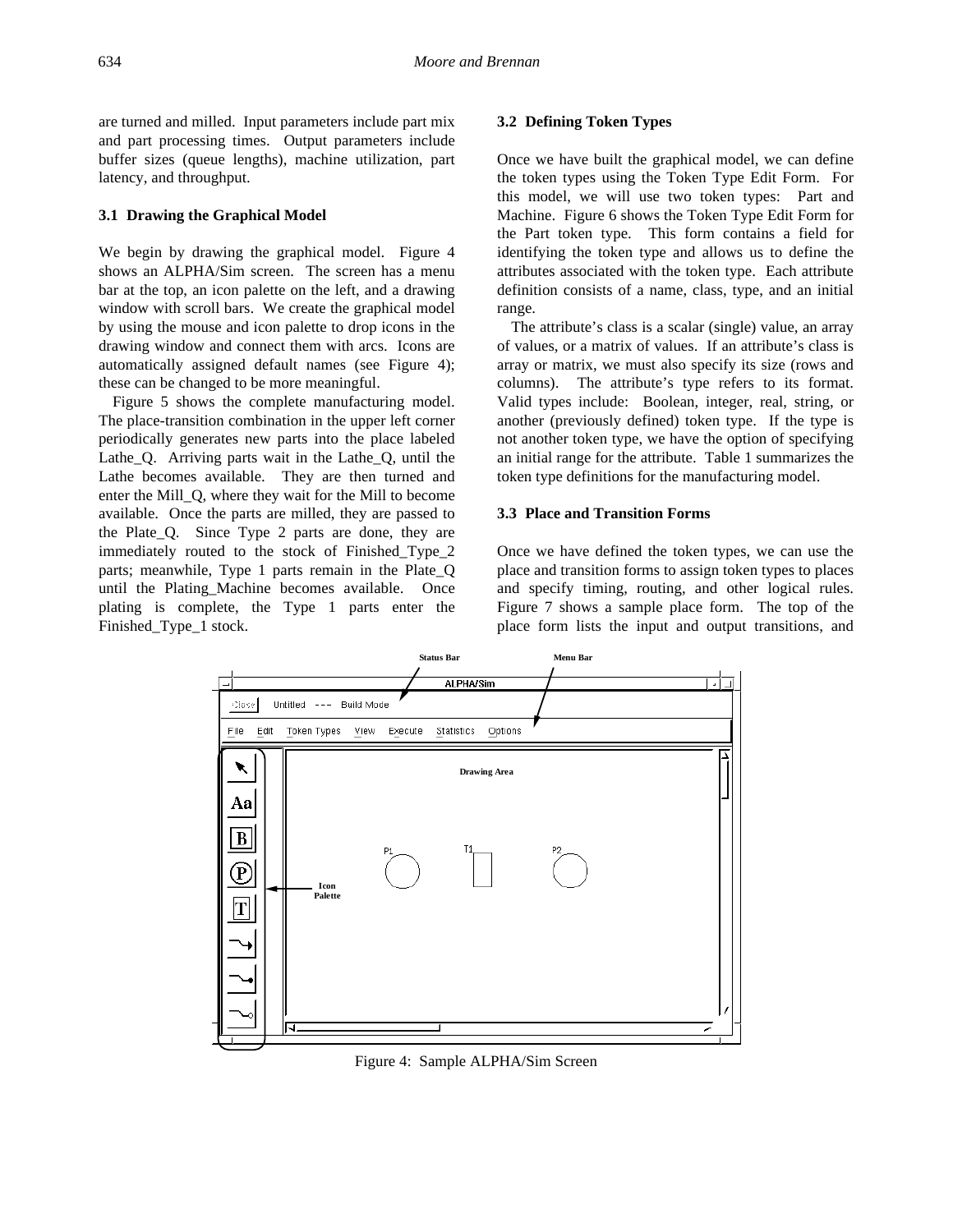are turned and milled. Input parameters include part mix and part processing times. Output parameters include buffer sizes (queue lengths), machine utilization, part latency, and throughput.

### 3.1 Drawing the Graphical Model

We begin by drawing the graphical model. Figure 4 shows an ALPHA/Sim screen. The screen has a menu bar at the top, an icon palette on the left, and a drawing window with scroll bars. We create the graphical model by using the mouse and icon palette to drop icons in the drawing window and connect them with arcs. Icons are automatically assigned default names (see Figure 4); these can be changed to be more meaningful.

Figure 5 shows the complete manufacturing model. The place-transition combination in the upper left corner periodically generates new parts into the place labeled Lathe_Q. Arriving parts wait in the Lathe_Q, until the Lathe becomes available. They are then turned and enter the Mill_Q, where they wait for the Mill to become available. Once the parts are milled, they are passed to the Plate_Q. Since Type 2 parts are done, they are immediately routed to the stock of Finished_Type_2 parts; meanwhile, Type 1 parts remain in the Plate_Q until the Plating_Machine becomes available. Once plating is complete, the Type 1 parts enter the Finished_Type_1 stock.

### 3.2 Defining Token Types

Once we have built the graphical model, we can define the token types using the Token Type Edit Form. For this model, we will use two token types: Part and Machine. Figure 6 shows the Token Type Edit Form for the Part token type. This form contains a field for identifying the token type and allows us to define the attributes associated with the token type. Each attribute definition consists of a name, class, type, and an initial range.

The attribute's class is a scalar (single) value, an array of values, or a matrix of values. If an attribute's class is array or matrix, we must also specify its size (rows and columns). The attribute's type refers to its format. Valid types include: Boolean, integer, real, string, or another (previously defined) token type. If the type is not another token type, we have the option of specifying an initial range for the attribute. Table 1 summarizes the token type definitions for the manufacturing model.

### 3.3 Place and Transition Forms

Once we have defined the token types, we can use the place and transition forms to assign token types to places and specify timing, routing, and other logical rules. Figure 7 shows a sample place form. The top of the place form lists the input and output transitions, and

Figure 4: Sample ALPHA/Sim Screen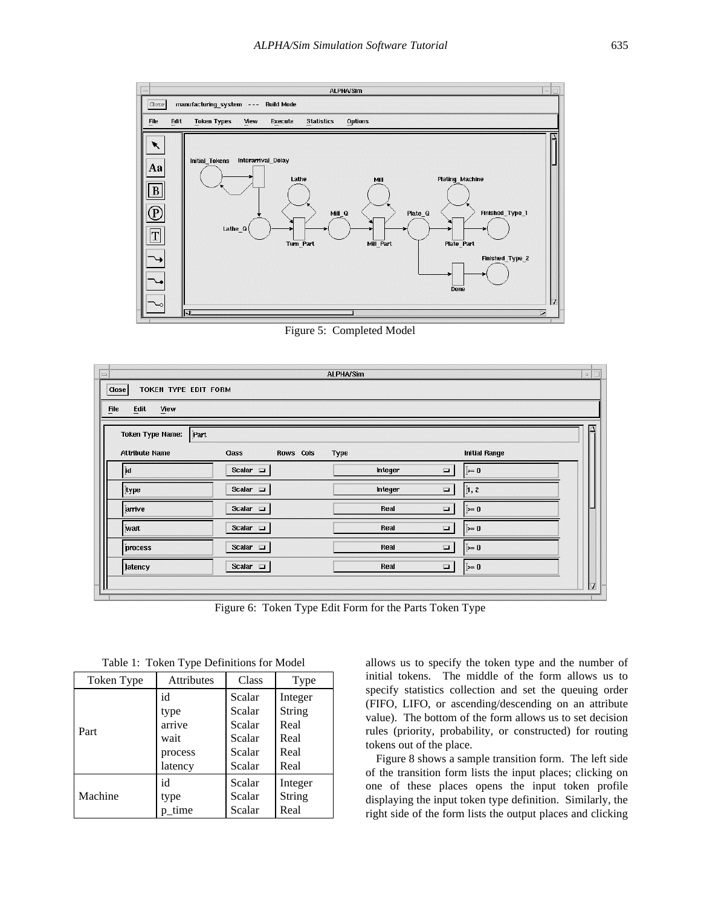Figure 5: Completed Model

Figure 6: Token Type Edit Form for the Parts Token Type

Table 1: Token Type Definitions for Model

| Token Type | Attributes | Class | Type |
|---|---|---|---|
| Part | id<br>type<br>arrive<br>wait<br>process<br>latency | Scalar<br>Scalar<br>Scalar<br>Scalar<br>Scalar<br>Scalar | Integer<br>String<br>Real<br>Real<br>Real<br>Real |
| Machine | id<br>type<br>p_time | Scalar<br>Scalar<br>Scalar | Integer<br>String<br>Real |

allows us to specify the token type and the number of initial tokens. The middle of the form allows us to specify statistics collection and set the queuing order (FIFO, LIFO, or ascending/descending on an attribute value). The bottom of the form allows us to set decision rules (priority, probability, or constructed) for routing tokens out of the place.

Figure 8 shows a sample transition form. The left side of the transition form lists the input places; clicking on one of these places opens the input token profile displaying the input token type definition. Similarly, the right side of the form lists the output places and clicking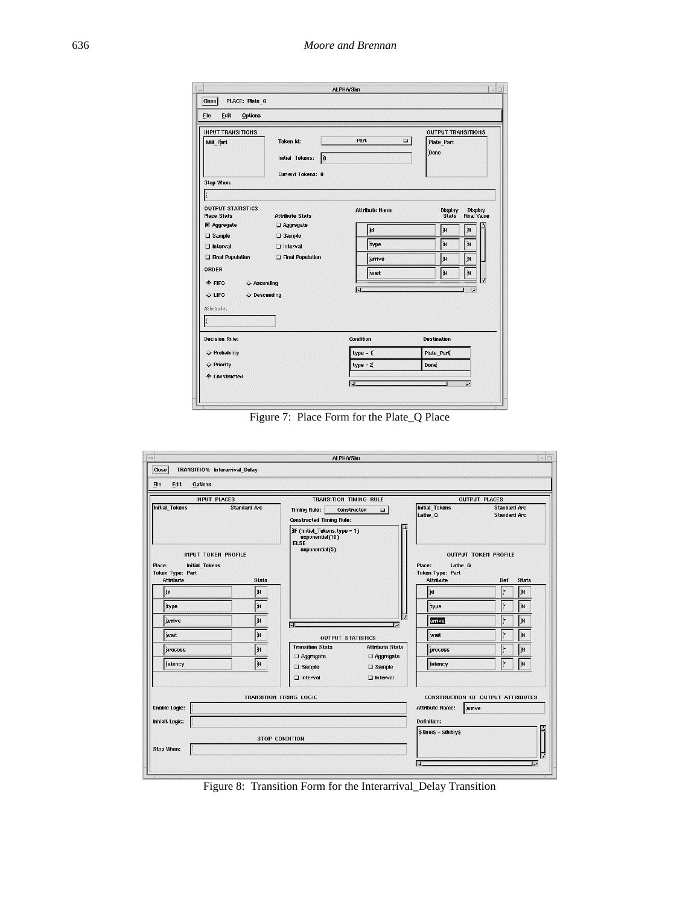Figure 7: Place Form for the Plate_Q Place

Figure 8: Transition Form for the Interarrival_Delay Transition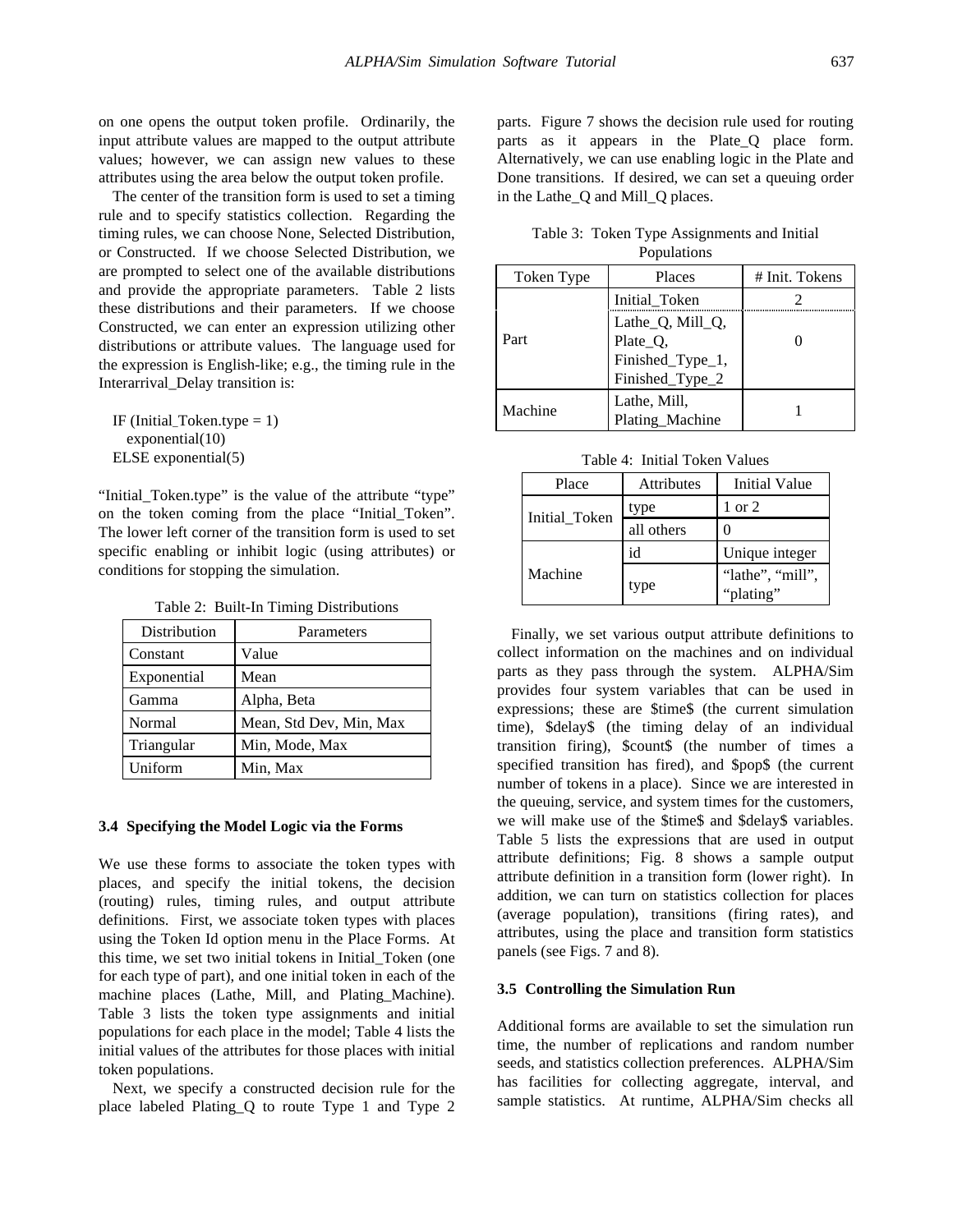on one opens the output token profile. Ordinarily, the input attribute values are mapped to the output attribute values; however, we can assign new values to these attributes using the area below the output token profile.

The center of the transition form is used to set a timing rule and to specify statistics collection. Regarding the timing rules, we can choose None, Selected Distribution, or Constructed. If we choose Selected Distribution, we are prompted to select one of the available distributions and provide the appropriate parameters. Table 2 lists these distributions and their parameters. If we choose Constructed, we can enter an expression utilizing other distributions or attribute values. The language used for the expression is English-like; e.g., the timing rule in the Interarrival_Delay transition is:

```
IF (Initial_Token.type = 1)
   exponential(10)
ELSE exponential(5)
```

"Initial_Token.type" is the value of the attribute "type" on the token coming from the place "Initial_Token". The lower left corner of the transition form is used to set specific enabling or inhibit logic (using attributes) or conditions for stopping the simulation.

Table 2: Built-In Timing Distributions

| Distribution | Parameters |
|---|---|
| Constant | Value |
| Exponential | Mean |
| Gamma | Alpha, Beta |
| Normal | Mean, Std Dev, Min, Max |
| Triangular | Min, Mode, Max |
| Uniform | Min, Max |

### 3.4 Specifying the Model Logic via the Forms

We use these forms to associate the token types with places, and specify the initial tokens, the decision (routing) rules, timing rules, and output attribute definitions. First, we associate token types with places using the Token Id option menu in the Place Forms. At this time, we set two initial tokens in Initial_Token (one for each type of part), and one initial token in each of the machine places (Lathe, Mill, and Plating_Machine). Table 3 lists the token type assignments and initial populations for each place in the model; Table 4 lists the initial values of the attributes for those places with initial token populations.

Next, we specify a constructed decision rule for the place labeled Plating_Q to route Type 1 and Type 2 parts. Figure 7 shows the decision rule used for routing parts as it appears in the Plating_Q place form. Alternatively, we can use enabling logic in the Plate and Done transitions. If desired, we can set a queuing order in the Lathe_Q and Mill_Q places.

Table 3: Token Type Assignments and Initial Populations

| Token Type | Places | # Init. Tokens |
|---|---|---|
| Part | Initial_Token | 2 |
| | Lathe_Q, Mill_Q, Plate_Q, Finished_Type_1, Finished_Type_2 | 0 |
| Machine | Lathe, Mill, Plating_Machine | 1 |

Table 4: Initial Token Values

| Place | Attributes | Initial Value |
|---|---|---|
| Initial_Token | type | 1 or 2 |
| | all others | 0 |
| Machine | id | Unique integer |
| | type | "lathe", "mill", "plating" |

Finally, we set various output attribute definitions to collect information on the machines and on individual parts as they pass through the system. ALPHA/Sim provides four system variables that can be used in expressions; these are $time$ (the current simulation time), $delay$ (the timing delay of an individual transition firing), $count$ (the number of times a specified transition has fired), and $pop$ (the current number of tokens in a place). Since we are interested in the queuing, service, and system times for the customers, we will make use of the $time$ and $delay$ variables. Table 5 lists the expressions that are used in output attribute definitions; Fig. 8 shows a sample output attribute definition in a transition form (lower right). In addition, we can turn on statistics collection for places (average population), transitions (firing rates), and attributes, using the place and transition form statistics panels (see Figs. 7 and 8).

### 3.5 Controlling the Simulation Run

Additional forms are available to set the simulation run time, the number of replications and random number seeds, and statistics collection preferences. ALPHA/Sim has facilities for collecting aggregate, interval, and sample statistics. At runtime, ALPHA/Sim checks all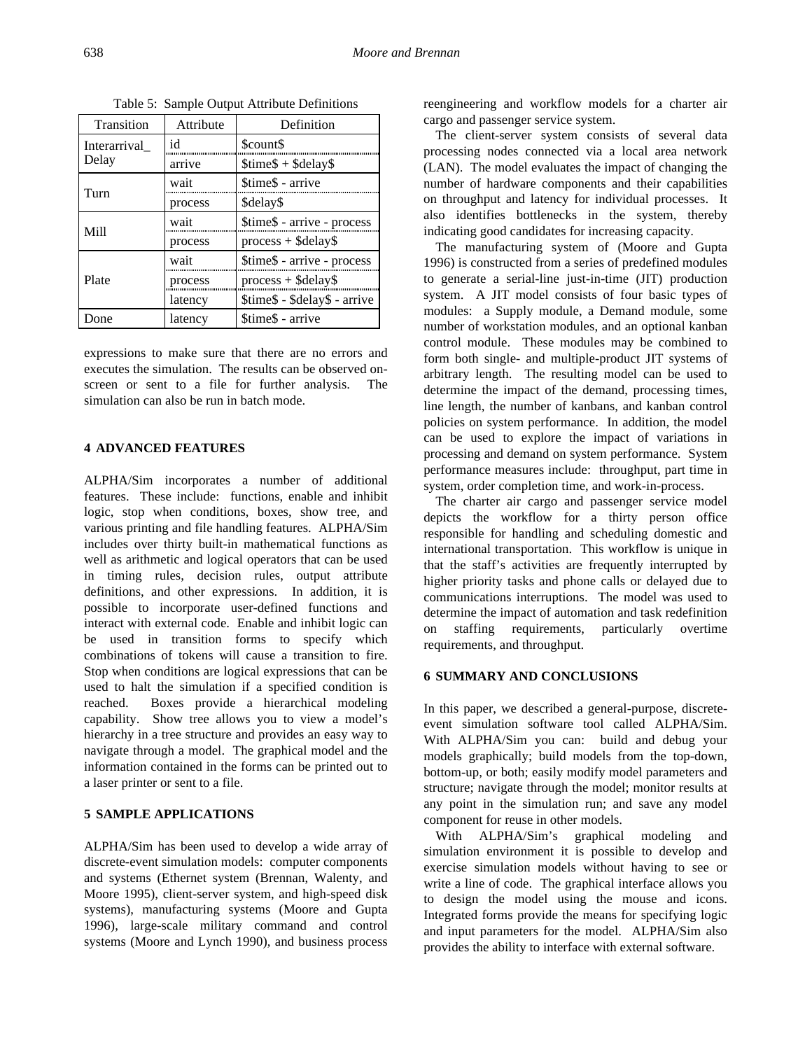Table 5: Sample Output Attribute Definitions

| Transition | Attribute | Definition |
|---|---|---|
| Interarrival_ Delay | id | $count$ |
| | arrive | $time$ + $delay$ |
| Turn | wait | $time$ - arrive |
| | process | $delay$ |
| Mill | wait | $time$ - arrive - process |
| | process | process + $delay$ |
| Plate | wait | $time$ - arrive - process |
| | process | process + $delay$ |
| | latency | $time$ - $delay$ - arrive |
| Done | latency | $time$ - arrive |

expressions to make sure that there are no errors and executes the simulation. The results can be observed on-screen or sent to a file for further analysis. The simulation can also be run in batch mode.

## 4 ADVANCED FEATURES

ALPHA/Sim incorporates a number of additional features. These include: functions, enable and inhibit logic, stop when conditions, boxes, show tree, and various printing and file handling features. ALPHA/Sim includes over thirty built-in mathematical functions as well as arithmetic and logical operators that can be used in timing rules, decision rules, output attribute definitions, and other expressions. In addition, it is possible to incorporate user-defined functions and interact with external code. Enable and inhibit logic can be used in transition forms to specify which combinations of tokens will cause a transition to fire. Stop when conditions are logical expressions that can be used to halt the simulation if a specified condition is reached. Boxes provide a hierarchical modeling capability. Show tree allows you to view a model's hierarchy in a tree structure and provides an easy way to navigate through a model. The graphical model and the information contained in the forms can be printed out to a laser printer or sent to a file.

## 5 SAMPLE APPLICATIONS

ALPHA/Sim has been used to develop a wide array of discrete-event simulation models: computer components and systems (Ethernet system (Brennan, Walenty, and Moore 1995), client-server system, and high-speed disk systems), manufacturing systems (Moore and Gupta 1996), large-scale military command and control systems (Moore and Lynch 1990), and business process reengineering and workflow models for a charter air cargo and passenger service system.

The client-server system consists of several data processing nodes connected via a local area network (LAN). The model evaluates the impact of changing the number of hardware components and their capabilities on throughput and latency for individual processes. It also identifies bottlenecks in the system, thereby indicating good candidates for increasing capacity.

The manufacturing system of (Moore and Gupta 1996) is constructed from a series of predefined modules to generate a serial-line just-in-time (JIT) production system. A JIT model consists of four basic types of modules: a Supply module, a Demand module, some number of workstation modules, and an optional kanban control module. These modules may be combined to form both single- and multiple-product JIT systems of arbitrary length. The resulting model can be used to determine the impact of the demand, processing times, line length, the number of kanbans, and kanban control policies on system performance. In addition, the model can be used to explore the impact of variations in processing and demand on system performance. System performance measures include: throughput, part time in system, order completion time, and work-in-process.

The charter air cargo and passenger service model depicts the workflow for a thirty person office responsible for handling and scheduling domestic and international transportation. This workflow is unique in that the staff's activities are frequently interrupted by higher priority tasks and phone calls or delayed due to communications interruptions. The model was used to determine the impact of automation and task redefinition on staffing requirements, particularly overtime requirements, and throughput.

## 6 SUMMARY AND CONCLUSIONS

In this paper, we described a general-purpose, discrete-event simulation software tool called ALPHA/Sim. With ALPHA/Sim you can: build and debug your models graphically; build models from the top-down, bottom-up, or both; easily modify model parameters and structure; navigate through the model; monitor results at any point in the simulation run; and save any model component for reuse in other models.

With ALPHA/Sim's graphical modeling and simulation environment it is possible to develop and exercise simulation models without having to see or write a line of code. The graphical interface allows you to design the model using the mouse and icons. Integrated forms provide the means for specifying logic and input parameters for the model. ALPHA/Sim also provides the ability to interface with external software.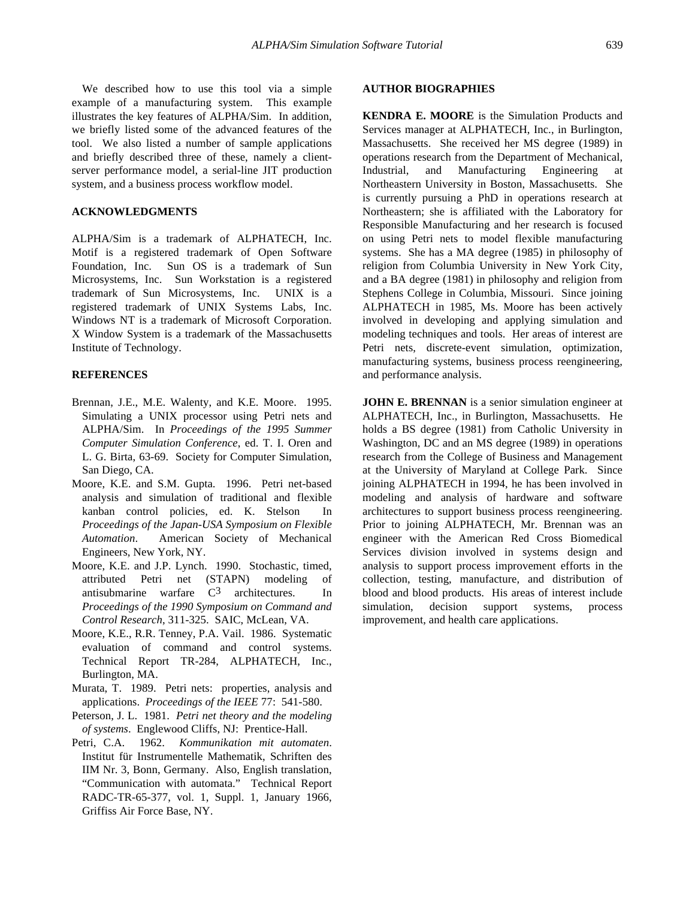We described how to use this tool via a simple example of a manufacturing system. This example illustrates the key features of ALPHA/Sim. In addition, we briefly listed some of the advanced features of the tool. We also listed a number of sample applications and briefly described three of these, namely a client-server performance model, a serial-line JIT production system, and a business process workflow model.

## ACKNOWLEDGMENTS

ALPHA/Sim is a trademark of ALPHATECH, Inc. Motif is a registered trademark of Open Software Foundation, Inc. Sun OS is a trademark of Sun Microsystems, Inc. Sun Workstation is a registered trademark of Sun Microsystems, Inc. UNIX is a registered trademark of UNIX Systems Labs, Inc. Windows NT is a trademark of Microsoft Corporation. X Window System is a trademark of the Massachusetts Institute of Technology.

## REFERENCES

Brennan, J.E., M.E. Walenty, and K.E. Moore. 1995. Simulating a UNIX processor using Petri nets and ALPHA/Sim. In *Proceedings of the 1995 Summer Computer Simulation Conference*, ed. T. I. Oren and L. G. Birta, 63-69. Society for Computer Simulation, San Diego, CA.

Moore, K.E. and S.M. Gupta. 1996. Petri net-based analysis and simulation of traditional and flexible kanban control policies, ed. K. Stelson In *Proceedings of the Japan-USA Symposium on Flexible Automation*. American Society of Mechanical Engineers, New York, NY.

Moore, K.E. and J.P. Lynch. 1990. Stochastic, timed, attributed Petri net (STAPN) modeling of antisubmarine warfare $C^3$ architectures. In *Proceedings of the 1990 Symposium on Command and Control Research*, 311-325. SAIC, McLean, VA.

Moore, K.E., R.R. Tenney, P.A. Vail. 1986. Systematic evaluation of command and control systems. Technical Report TR-284, ALPHATECH, Inc., Burlington, MA.

Murata, T. 1989. Petri nets: properties, analysis and applications. *Proceedings of the IEEE* 77: 541-580.

Peterson, J. L. 1981. *Petri net theory and the modeling of systems*. Englewood Cliffs, NJ: Prentice-Hall.

Petri, C.A. 1962. *Kommunikation mit automaten*. Institut für Instrumentelle Mathematik, Schriften des IIM Nr. 3, Bonn, Germany. Also, English translation, "Communication with automata." Technical Report RADC-TR-65-377, vol. 1, Suppl. 1, January 1966, Griffiss Air Force Base, NY.

## AUTHOR BIOGRAPHIES

**KENDRA E. MOORE** is the Simulation Products and Services manager at ALPHATECH, Inc., in Burlington, Massachusetts. She received her MS degree (1989) in operations research from the Department of Mechanical, Industrial, and Manufacturing Engineering at Northeastern University in Boston, Massachusetts. She is currently pursuing a PhD in operations research at Northeastern; she is affiliated with the Laboratory for Responsible Manufacturing and her research is focused on using Petri nets to model flexible manufacturing systems. She has a MA degree (1985) in philosophy of religion from Columbia University in New York City, and a BA degree (1981) in philosophy and religion from Stephens College in Columbia, Missouri. Since joining ALPHATECH in 1985, Ms. Moore has been actively involved in developing and applying simulation and modeling techniques and tools. Her areas of interest are Petri nets, discrete-event simulation, optimization, manufacturing systems, business process reengineering, and performance analysis.

**JOHN E. BRENNAN** is a senior simulation engineer at ALPHATECH, Inc., in Burlington, Massachusetts. He holds a BS degree (1981) from Catholic University in Washington, DC and an MS degree (1989) in operations research from the College of Business and Management at the University of Maryland at College Park. Since joining ALPHATECH in 1994, he has been involved in modeling and analysis of hardware and software architectures to support business process reengineering. Prior to joining ALPHATECH, Mr. Brennan was an engineer with the American Red Cross Biomedical Services division involved in systems design and analysis to support process improvement efforts in the collection, testing, manufacture, and distribution of blood and blood products. His areas of interest include simulation, decision support systems, process improvement, and health care applications.